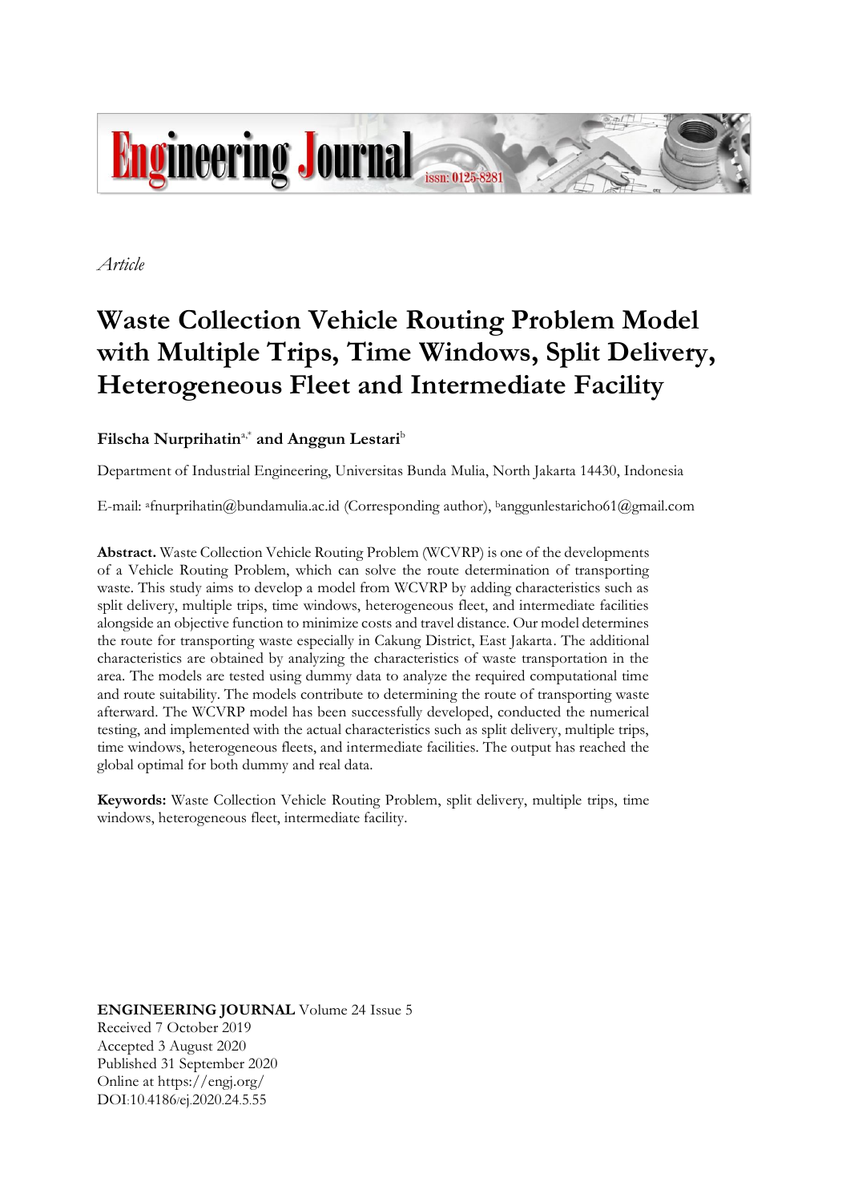*Article*

# Waste Collection Vehicle Routing Problem Model with Multiple Trips, Time Windows, Split Delivery, Heterogeneous Fleet and Intermediate Facility

**Filscha Nurprihatin**[a,*] **and Anggun Lestari**[b]

Department of Industrial Engineering, Universitas Bunda Mulia, North Jakarta 14430, Indonesia

E-mail: [a]fnurprihatin@bundamulia.ac.id (Corresponding author), [b]anggunlestaricho61@gmail.com

**Abstract.** Waste Collection Vehicle Routing Problem (WCVRP) is one of the developments of a Vehicle Routing Problem, which can solve the route determination of transporting waste. This study aims to develop a model from WCVRP by adding characteristics such as split delivery, multiple trips, time windows, heterogeneous fleet, and intermediate facilities alongside an objective function to minimize costs and travel distance. Our model determines the route for transporting waste especially in Cakung District, East Jakarta. The additional characteristics are obtained by analyzing the characteristics of waste transportation in the area. The models are tested using dummy data to analyze the required computational time and route suitability. The models contribute to determining the route of transporting waste afterward. The WCVRP model has been successfully developed, conducted the numerical testing, and implemented with the actual characteristics such as split delivery, multiple trips, time windows, heterogeneous fleets, and intermediate facilities. The output has reached the global optimal for both dummy and real data.

**Keywords:** Waste Collection Vehicle Routing Problem, split delivery, multiple trips, time windows, heterogeneous fleet, intermediate facility.

**ENGINEERING JOURNAL** Volume 24 Issue 5
Received 7 October 2019
Accepted 3 August 2020
Published 31 September 2020
Online at https://engj.org/
DOI:10.4186/ej.2020.24.5.55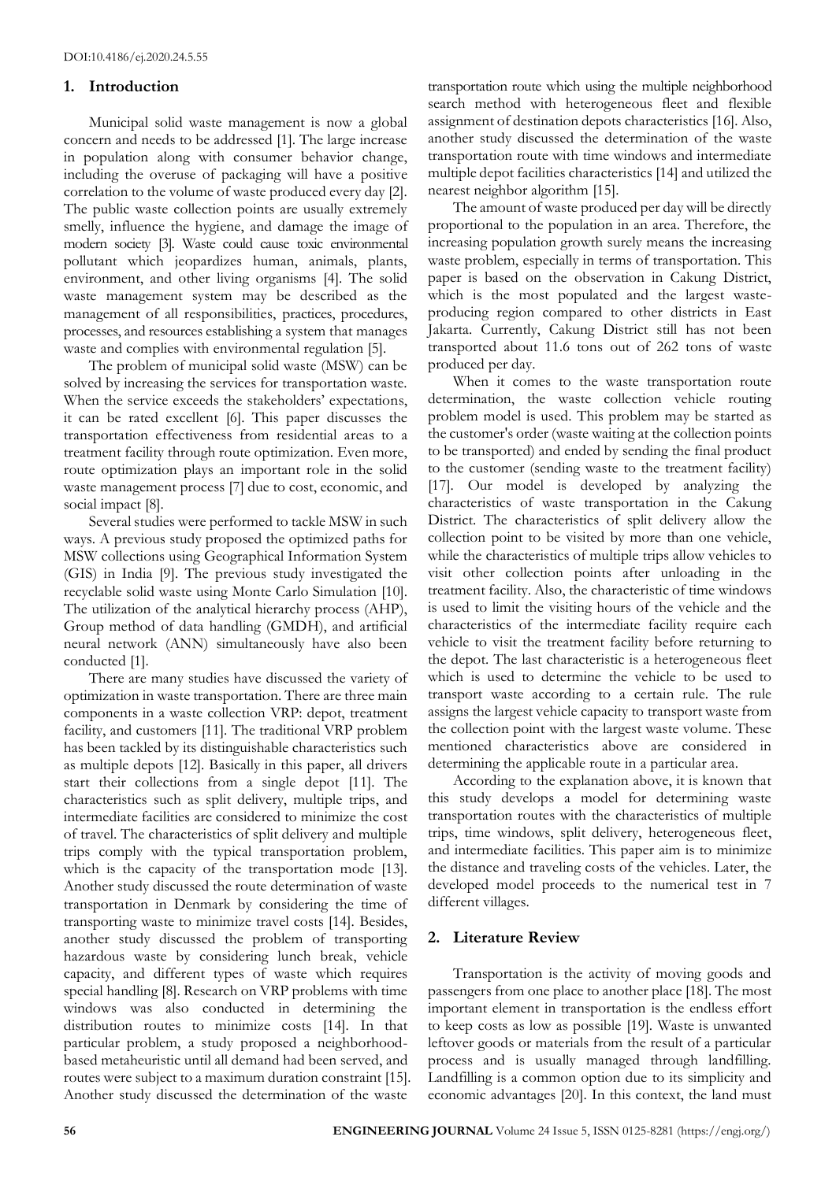DOI:10.4186/ej.2020.24.5.55

## 1. Introduction

Municipal solid waste management is now a global concern and needs to be addressed [1]. The large increase in population along with consumer behavior change, including the overuse of packaging will have a positive correlation to the volume of waste produced every day [2]. The public waste collection points are usually extremely smelly, influence the hygiene, and damage the image of modern society [3]. Waste could cause toxic environmental pollutant which jeopardizes human, animals, plants, environment, and other living organisms [4]. The solid waste management system may be described as the management of all responsibilities, practices, procedures, processes, and resources establishing a system that manages waste and complies with environmental regulation [5].

The problem of municipal solid waste (MSW) can be solved by increasing the services for transportation waste. When the service exceeds the stakeholders' expectations, it can be rated excellent [6]. This paper discusses the transportation effectiveness from residential areas to a treatment facility through route optimization. Even more, route optimization plays an important role in the solid waste management process [7] due to cost, economic, and social impact [8].

Several studies were performed to tackle MSW in such ways. A previous study proposed the optimized paths for MSW collections using Geographical Information System (GIS) in India [9]. The previous study investigated the recyclable solid waste using Monte Carlo Simulation [10]. The utilization of the analytical hierarchy process (AHP), Group method of data handling (GMDH), and artificial neural network (ANN) simultaneously have also been conducted [1].

There are many studies have discussed the variety of optimization in waste transportation. There are three main components in a waste collection VRP: depot, treatment facility, and customers [11]. The traditional VRP problem has been tackled by its distinguishable characteristics such as multiple depots [12]. Basically in this paper, all drivers start their collections from a single depot [11]. The characteristics such as split delivery, multiple trips, and intermediate facilities are considered to minimize the cost of travel. The characteristics of split delivery and multiple trips comply with the typical transportation problem, which is the capacity of the transportation mode [13]. Another study discussed the route determination of waste transportation in Denmark by considering the time of transporting waste to minimize travel costs [14]. Besides, another study discussed the problem of transporting hazardous waste by considering lunch break, vehicle capacity, and different types of waste which requires special handling [8]. Research on VRP problems with time windows was also conducted in determining the distribution routes to minimize costs [14]. In that particular problem, a study proposed a neighborhood-based metaheuristic until all demand had been served, and routes were subject to a maximum duration constraint [15]. Another study discussed the determination of the waste transportation route which using the multiple neighborhood search method with heterogeneous fleet and flexible assignment of destination depots characteristics [16]. Also, another study discussed the determination of the waste transportation route with time windows and intermediate multiple depot facilities characteristics [14] and utilized the nearest neighbor algorithm [15].

The amount of waste produced per day will be directly proportional to the population in an area. Therefore, the increasing population growth surely means the increasing waste problem, especially in terms of transportation. This paper is based on the observation in Cakung District, which is the most populated and the largest waste-producing region compared to other districts in East Jakarta. Currently, Cakung District still has not been transported about 11.6 tons out of 262 tons of waste produced per day.

When it comes to the waste transportation route determination, the waste collection vehicle routing problem model is used. This problem may be started as the customer's order (waste waiting at the collection points to be transported) and ended by sending the final product to the customer (sending waste to the treatment facility) [17]. Our model is developed by analyzing the characteristics of waste transportation in the Cakung District. The characteristics of split delivery allow the collection point to be visited by more than one vehicle, while the characteristics of multiple trips allow vehicles to visit other collection points after unloading in the treatment facility. Also, the characteristic of time windows is used to limit the visiting hours of the vehicle and the characteristics of the intermediate facility require each vehicle to visit the treatment facility before returning to the depot. The last characteristic is a heterogeneous fleet which is used to determine the vehicle to be used to transport waste according to a certain rule. The rule assigns the largest vehicle capacity to transport waste from the collection point with the largest waste volume. These mentioned characteristics above are considered in determining the applicable route in a particular area.

According to the explanation above, it is known that this study develops a model for determining waste transportation routes with the characteristics of multiple trips, time windows, split delivery, heterogeneous fleet, and intermediate facilities. This paper aim is to minimize the distance and traveling costs of the vehicles. Later, the developed model proceeds to the numerical test in 7 different villages.

## 2. Literature Review

Transportation is the activity of moving goods and passengers from one place to another place [18]. The most important element in transportation is the endless effort to keep costs as low as possible [19]. Waste is unwanted leftover goods or materials from the result of a particular process and is usually managed through landfilling. Landfilling is a common option due to its simplicity and economic advantages [20]. In this context, the land must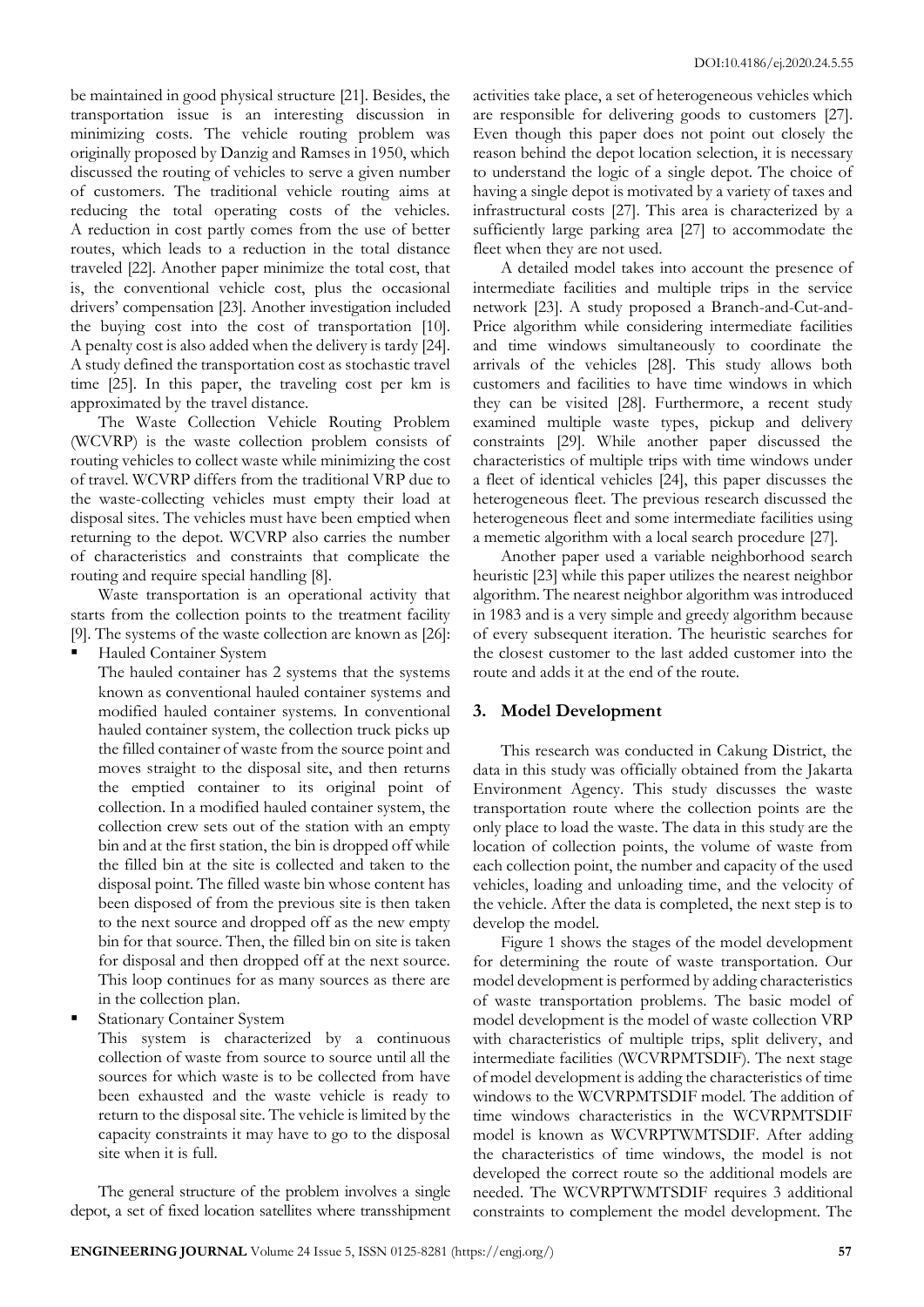be maintained in good physical structure [21]. Besides, the transportation issue is an interesting discussion in minimizing costs. The vehicle routing problem was originally proposed by Danzig and Ramses in 1950, which discussed the routing of vehicles to serve a given number of customers. The traditional vehicle routing aims at reducing the total operating costs of the vehicles. A reduction in cost partly comes from the use of better routes, which leads to a reduction in the total distance traveled [22]. Another paper minimize the total cost, that is, the conventional vehicle cost, plus the occasional drivers' compensation [23]. Another investigation included the buying cost into the cost of transportation [10]. A penalty cost is also added when the delivery is tardy [24]. A study defined the transportation cost as stochastic travel time [25]. In this paper, the traveling cost per km is approximated by the travel distance.

The Waste Collection Vehicle Routing Problem (WCVRP) is the waste collection problem consists of routing vehicles to collect waste while minimizing the cost of travel. WCVRP differs from the traditional VRP due to the waste-collecting vehicles must empty their load at disposal sites. The vehicles must have been emptied when returning to the depot. WCVRP also carries the number of characteristics and constraints that complicate the routing and require special handling [8].

Waste transportation is an operational activity that starts from the collection points to the treatment facility [9]. The systems of the waste collection are known as [26]:

- Hauled Container System

  The hauled container has 2 systems that the systems known as conventional hauled container systems and modified hauled container systems. In conventional hauled container system, the collection truck picks up the filled container of waste from the source point and moves straight to the disposal site, and then returns the emptied container to its original point of collection. In a modified hauled container system, the collection crew sets out of the station with an empty bin and at the first station, the bin is dropped off while the filled bin at the site is collected and taken to the disposal point. The filled waste bin whose content has been disposed of from the previous site is then taken to the next source and dropped off as the new empty bin for that source. Then, the filled bin on site is taken for disposal and then dropped off at the next source. This loop continues for as many sources as there are in the collection plan.

- Stationary Container System

  This system is characterized by a continuous collection of waste from source to source until all the sources for which waste is to be collected from have been exhausted and the waste vehicle is ready to return to the disposal site. The vehicle is limited by the capacity constraints it may have to go to the disposal site when it is full.

The general structure of the problem involves a single depot, a set of fixed location satellites where transshipment activities take place, a set of heterogeneous vehicles which are responsible for delivering goods to customers [27]. Even though this paper does not point out closely the reason behind the depot location selection, it is necessary to understand the logic of a single depot. The choice of having a single depot is motivated by a variety of taxes and infrastructural costs [27]. This area is characterized by a sufficiently large parking area [27] to accommodate the fleet when they are not used.

A detailed model takes into account the presence of intermediate facilities and multiple trips in the service network [23]. A study proposed a Branch-and-Cut-and-Price algorithm while considering intermediate facilities and time windows simultaneously to coordinate the arrivals of the vehicles [28]. This study allows both customers and facilities to have time windows in which they can be visited [28]. Furthermore, a recent study examined multiple waste types, pickup and delivery constraints [29]. While another paper discussed the characteristics of multiple trips with time windows under a fleet of identical vehicles [24], this paper discusses the heterogeneous fleet. The previous research discussed the heterogeneous fleet and some intermediate facilities using a memetic algorithm with a local search procedure [27].

Another paper used a variable neighborhood search heuristic [23] while this paper utilizes the nearest neighbor algorithm. The nearest neighbor algorithm was introduced in 1983 and is a very simple and greedy algorithm because of every subsequent iteration. The heuristic searches for the closest customer to the last added customer into the route and adds it at the end of the route.

## 3. Model Development

This research was conducted in Cakung District, the data in this study was officially obtained from the Jakarta Environment Agency. This study discusses the waste transportation route where the collection points are the only place to load the waste. The data in this study are the location of collection points, the volume of waste from each collection point, the number and capacity of the used vehicles, loading and unloading time, and the velocity of the vehicle. After the data is completed, the next step is to develop the model.

Figure 1 shows the stages of the model development for determining the route of waste transportation. Our model development is performed by adding characteristics of waste transportation problems. The basic model of model development is the model of waste collection VRP with characteristics of multiple trips, split delivery, and intermediate facilities (WCVRPMTSDIF). The next stage of model development is adding the characteristics of time windows to the WCVRPMTSDIF model. The addition of time windows characteristics in the WCVRPMTSDIF model is known as WCVRPTWMTSDIF. After adding the characteristics of time windows, the model is not developed the correct route so the additional models are needed. The WCVRPTWMTSDIF requires 3 additional constraints to complement the model development. The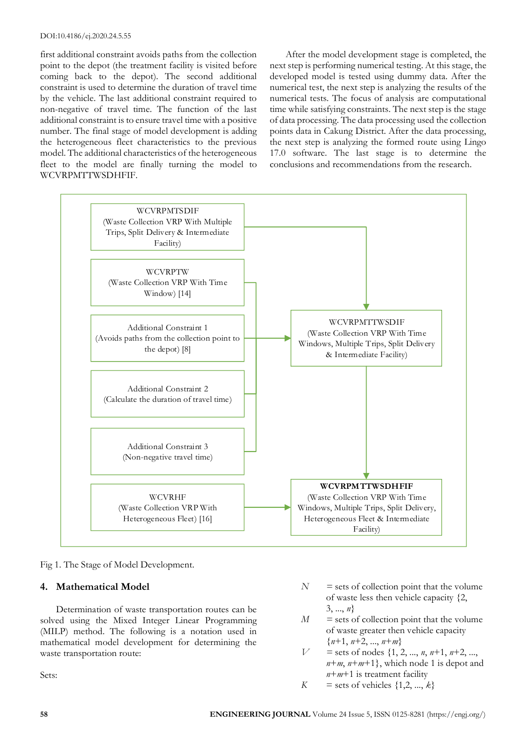first additional constraint avoids paths from the collection point to the depot (the treatment facility is visited before coming back to the depot). The second additional constraint is used to determine the duration of travel time by the vehicle. The last additional constraint required to non-negative of travel time. The function of the last additional constraint is to ensure travel time with a positive number. The final stage of model development is adding the heterogeneous fleet characteristics to the previous model. The additional characteristics of the heterogeneous fleet to the model are finally turning the model to WCVRPMTTWSDHFIF.

After the model development stage is completed, the next step is performing numerical testing. At this stage, the developed model is tested using dummy data. After the numerical test, the next step is analyzing the results of the numerical tests. The focus of analysis are computational time while satisfying constraints. The next step is the stage of data processing. The data processing used the collection points data in Cakung District. After the data processing, the next step is analyzing the formed route using Lingo 17.0 software. The last stage is to determine the conclusions and recommendations from the research.

WCVRPMTSDIF (Waste Collection VRP With Multiple Trips, Split Delivery & Intermediate Facility)

WCVRPTW (Waste Collection VRP With Time Window) [14]

Additional Constraint 1 (Avoids paths from the collection point to the depot) [8]

Additional Constraint 2 (Calculate the duration of travel time)

Additional Constraint 3 (Non-negative travel time)

WCVRHF (Waste Collection VRP With Heterogeneous Fleet) [16]

WCVRPMTTWSDIF (Waste Collection VRP With Time Windows, Multiple Trips, Split Delivery & Intermediate Facility)

**WCVRPMTTWSDHFIF** (Waste Collection VRP With Time Windows, Multiple Trips, Split Delivery, Heterogeneous Fleet & Intermediate Facility)

Fig 1. The Stage of Model Development.

## 4. Mathematical Model

Determination of waste transportation routes can be solved using the Mixed Integer Linear Programming (MILP) method. The following is a notation used in mathematical model development for determining the waste transportation route:

Sets:

- $N$ = sets of collection point that the volume of waste less then vehicle capacity $\{2, 3, ..., n\}$
- $M$ = sets of collection point that the volume of waste greater then vehicle capacity $\{n+1, n+2, ..., n+m\}$
- $V$ = sets of nodes $\{1, 2, ..., n, n+1, n+2, ..., n+m, n+m+1\}$, which node 1 is depot and $n+m+1$ is treatment facility
- $K$ = sets of vehicles $\{1,2, ..., k\}$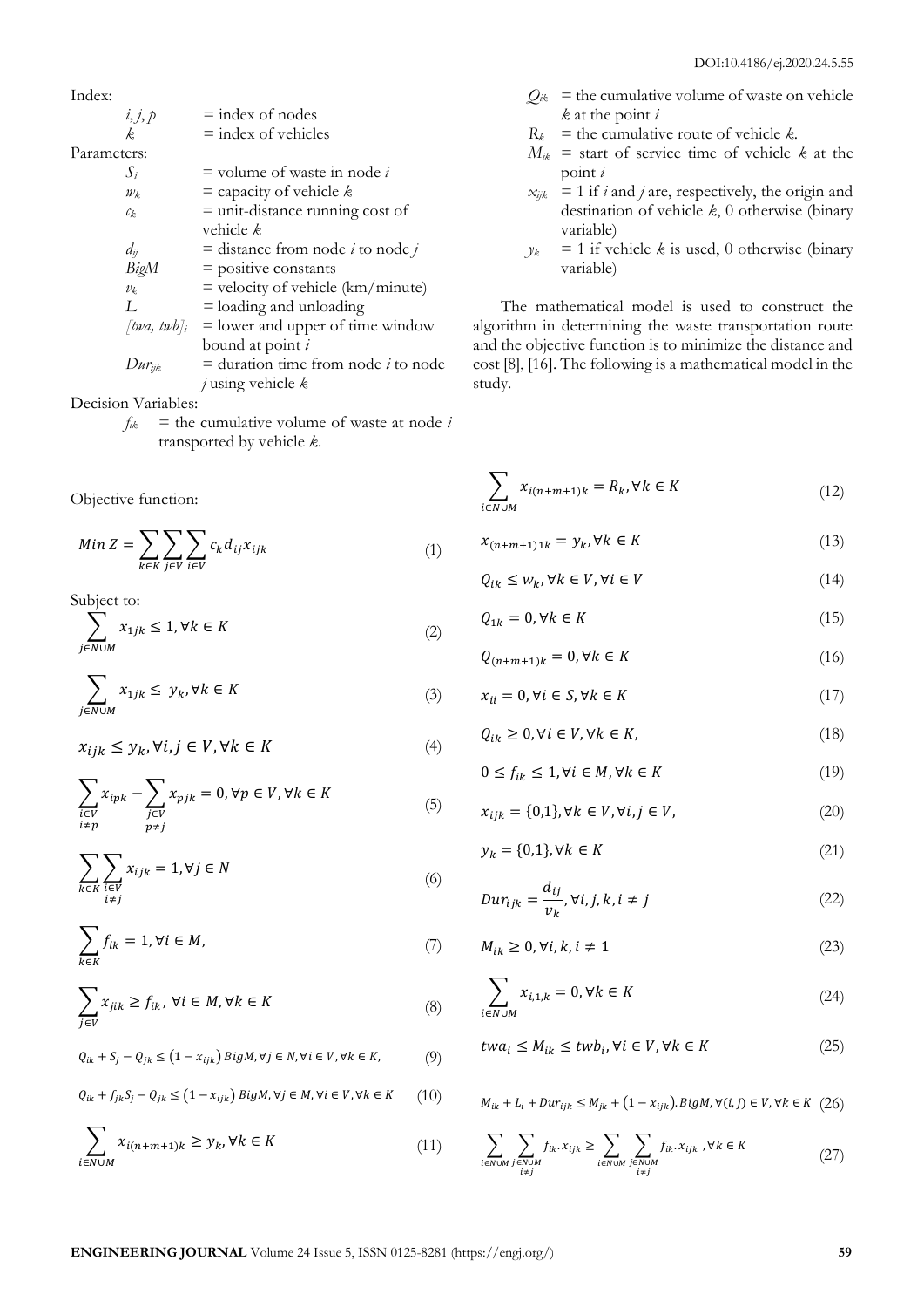Index:

| | |
|---|---|
| $i, j, p$ | = index of nodes |
| $k$ | = index of vehicles |

Parameters:

| | |
|---|---|
| $S_i$ | = volume of waste in node $i$ |
| $w_k$ | = capacity of vehicle $k$ |
| $c_k$ | = unit-distance running cost of vehicle $k$ |
| $d_{ij}$ | = distance from node $i$ to node $j$ |
| $BigM$ | = positive constants |
| $v_k$ | = velocity of vehicle (km/minute) |
| $L$ | = loading and unloading |
| $[twa, twb]_i$ | = lower and upper of time window bound at point $i$ |
| $Dur_{ijk}$ | = duration time from node $i$ to node $j$ using vehicle $k$ |

Decision Variables:

| | |
|---|---|
| $f_{ik}$ | = the cumulative volume of waste at node $i$ transported by vehicle $k$. |
| $Q_{ik}$ | = the cumulative volume of waste on vehicle $k$ at the point $i$ |
| $R_k$ | = the cumulative route of vehicle $k$. |
| $M_{ik}$ | = start of service time of vehicle $k$ at the point $i$ |
| $x_{ijk}$ | = 1 if $i$ and $j$ are, respectively, the origin and destination of vehicle $k$, 0 otherwise (binary variable) |
| $y_k$ | = 1 if vehicle $k$ is used, 0 otherwise (binary variable) |

The mathematical model is used to construct the algorithm in determining the waste transportation route and the objective function is to minimize the distance and cost [8], [16]. The following is a mathematical model in the study.

Objective function:

$$Min\ Z = \sum_{k \in K} \sum_{j \in V} \sum_{i \in V} c_k d_{ij} x_{ijk} \tag{1}$$

Subject to:

$$\sum_{j \in N \cup M} x_{1jk} \leq 1, \forall k \in K \tag{2}$$

$$\sum_{j \in N \cup M} x_{1jk} \leq y_k, \forall k \in K \tag{3}$$

$$x_{ijk} \leq y_k, \forall i, j \in V, \forall k \in K \tag{4}$$

$$\sum_{\substack{i \in V \\ i \neq p}} x_{ipk} - \sum_{\substack{j \in V \\ p \neq j}} x_{pjk} = 0, \forall p \in V, \forall k \in K \tag{5}$$

$$\sum_{k \in K} \sum_{\substack{i \in V \\ i \neq j}} x_{ijk} = 1, \forall j \in N \tag{6}$$

$$\sum_{k \in K} f_{ik} = 1, \forall i \in M, \tag{7}$$

$$\sum_{j \in V} x_{jik} \geq f_{ik}, \forall i \in M, \forall k \in K \tag{8}$$

$$Q_{ik} + S_j - Q_{jk} \leq \left(1 - x_{ijk}\right) BigM, \forall j \in N, \forall i \in V, \forall k \in K, \tag{9}$$

$$Q_{ik} + f_{jk} S_j - Q_{jk} \leq \left(1 - x_{ijk}\right) BigM, \forall j \in M, \forall i \in V, \forall k \in K \tag{10}$$

$$\sum_{i \in N \cup M} x_{i(n+m+1)k} \geq y_k, \forall k \in K \tag{11}$$

$$\sum_{i \in N \cup M} x_{i(n+m+1)k} = R_k, \forall k \in K \tag{12}$$

$$x_{(n+m+1)1k} = y_k, \forall k \in K \tag{13}$$

$$Q_{ik} \leq w_k, \forall k \in V, \forall i \in V \tag{14}$$

$$Q_{1k} = 0, \forall k \in K \tag{15}$$

$$Q_{(n+m+1)k} = 0, \forall k \in K \tag{16}$$

$$x_{ii} = 0, \forall i \in S, \forall k \in K \tag{17}$$

$$Q_{ik} \geq 0, \forall i \in V, \forall k \in K, \tag{18}$$

$$0 \leq f_{ik} \leq 1, \forall i \in M, \forall k \in K \tag{19}$$

$$x_{ijk} = \{0,1\}, \forall k \in V, \forall i, j \in V, \tag{20}$$

$$y_k = \{0,1\}, \forall k \in K \tag{21}$$

$$Dur_{ijk} = \frac{d_{ij}}{v_k}, \forall i, j, k, i \neq j \tag{22}$$

$$M_{ik} \geq 0, \forall i, k, i \neq 1 \tag{23}$$

$$\sum_{i \in N \cup M} x_{i,1,k} = 0, \forall k \in K \tag{24}$$

$$twa_i \leq M_{ik} \leq twb_i, \forall i \in V, \forall k \in K \tag{25}$$

$$M_{ik} + L_i + Dur_{ijk} \leq M_{jk} + \left(1 - x_{ijk}\right). BigM, \forall (i,j) \in V, \forall k \in K \tag{26}$$

$$\sum_{i \in N \cup M} \sum_{\substack{j \in N \cup M \\ i \neq j}} f_{ik} . x_{ijk} \geq \sum_{i \in N \cup M} \sum_{\substack{j \in N \cup M \\ i \neq j}} f_{ik} . x_{ijk}, \forall k \in K \tag{27}$$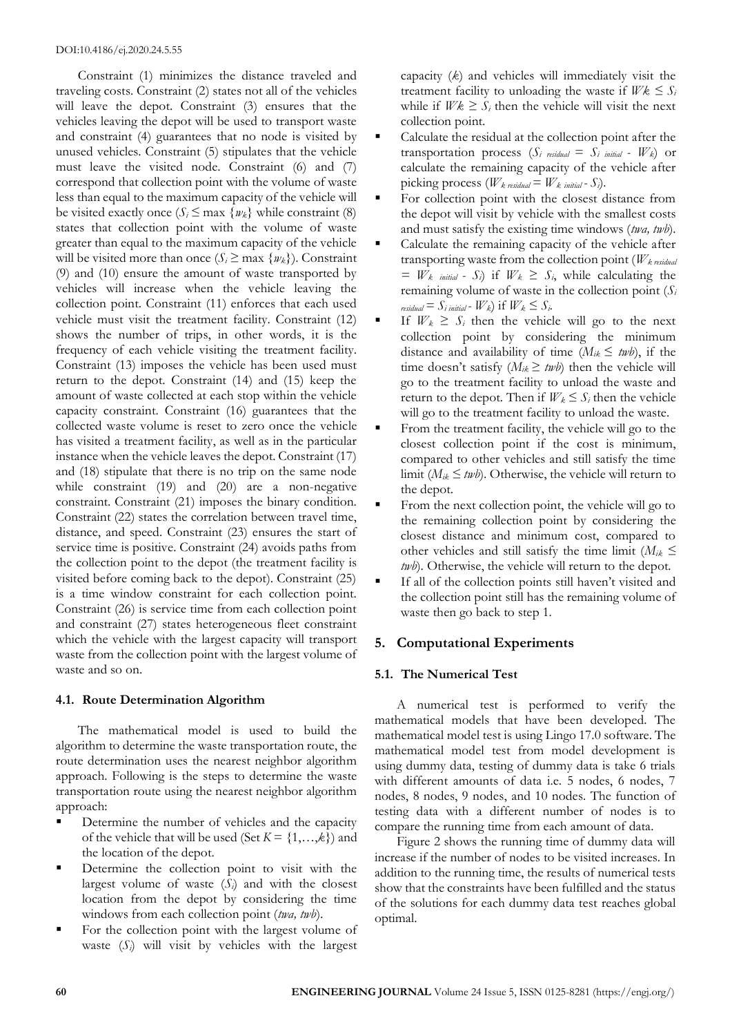Constraint (1) minimizes the distance traveled and traveling costs. Constraint (2) states not all of the vehicles will leave the depot. Constraint (3) ensures that the vehicles leaving the depot will be used to transport waste and constraint (4) guarantees that no node is visited by unused vehicles. Constraint (5) stipulates that the vehicle must leave the visited node. Constraint (6) and (7) correspond that collection point with the volume of waste less than equal to the maximum capacity of the vehicle will be visited exactly once ($S_i \leq \max \{w_k\}$ while constraint (8) states that collection point with the volume of waste greater than equal to the maximum capacity of the vehicle will be visited more than once ($S_i \geq \max \{w_k\}$). Constraint (9) and (10) ensure the amount of waste transported by vehicles will increase when the vehicle leaving the collection point. Constraint (11) enforces that each used vehicle must visit the treatment facility. Constraint (12) shows the number of trips, in other words, it is the frequency of each vehicle visiting the treatment facility. Constraint (13) imposes the vehicle has been used must return to the depot. Constraint (14) and (15) keep the amount of waste collected at each stop within the vehicle capacity constraint. Constraint (16) guarantees that the collected waste volume is reset to zero once the vehicle has visited a treatment facility, as well as in the particular instance when the vehicle leaves the depot. Constraint (17) and (18) stipulate that there is no trip on the same node while constraint (19) and (20) are a non-negative constraint. Constraint (21) imposes the binary condition. Constraint (22) states the correlation between travel time, distance, and speed. Constraint (23) ensures the start of service time is positive. Constraint (24) avoids paths from the collection point to the depot (the treatment facility is visited before coming back to the depot). Constraint (25) is a time window constraint for each collection point. Constraint (26) is service time from each collection point and constraint (27) states heterogeneous fleet constraint which the vehicle with the largest capacity will transport waste from the collection point with the largest volume of waste and so on.

### 4.1. Route Determination Algorithm

The mathematical model is used to build the algorithm to determine the waste transportation route, the route determination uses the nearest neighbor algorithm approach. Following is the steps to determine the waste transportation route using the nearest neighbor algorithm approach:

- Determine the number of vehicles and the capacity of the vehicle that will be used (Set $K = \{1,\ldots,k\}$) and the location of the depot.
- Determine the collection point to visit with the largest volume of waste ($S_i$) and with the closest location from the depot by considering the time windows from each collection point ($twa$, $twb$).
- For the collection point with the largest volume of waste ($S_i$) will visit by vehicles with the largest capacity ($k$) and vehicles will immediately visit the treatment facility to unloading the waste if $Wk \leq S_i$ while if $Wk \geq S_i$ then the vehicle will visit the next collection point.
- Calculate the residual at the collection point after the transportation process ($S_{i\ residual} = S_{i\ initial} - W_k$) or calculate the remaining capacity of the vehicle after picking process ($W_{k\ residual} = W_{k\ initial} - S_i$).
- For collection point with the closest distance from the depot will visit by vehicle with the smallest costs and must satisfy the existing time windows ($twa$, $twb$).
- Calculate the remaining capacity of the vehicle after transporting waste from the collection point ($W_{k\ residual} = W_{k\ initial} - S_i$) if $W_k \geq S_i$, while calculating the remaining volume of waste in the collection point ($S_{i\ residual} = S_{i\ initial} - W_k$) if $W_k \leq S_i$.
- If $W_k \geq S_i$ then the vehicle will go to the next collection point by considering the minimum distance and availability of time ($M_{ik} \leq twb$), if the time doesn't satisfy ($M_{ik} \geq twb$) then the vehicle will go to the treatment facility to unload the waste and return to the depot. Then if $W_k \leq S_i$ then the vehicle will go to the treatment facility to unload the waste.
- From the treatment facility, the vehicle will go to the closest collection point if the cost is minimum, compared to other vehicles and still satisfy the time limit ($M_{ik} \leq twb$). Otherwise, the vehicle will return to the depot.
- From the next collection point, the vehicle will go to the remaining collection point by considering the closest distance and minimum cost, compared to other vehicles and still satisfy the time limit ($M_{ik} \leq twb$). Otherwise, the vehicle will return to the depot.
- If all of the collection points still haven't visited and the collection point still has the remaining volume of waste then go back to step 1.

## 5. Computational Experiments

### 5.1. The Numerical Test

A numerical test is performed to verify the mathematical models that have been developed. The mathematical model test is using Lingo 17.0 software. The mathematical model test from model development is using dummy data, testing of dummy data is take 6 trials with different amounts of data i.e. 5 nodes, 6 nodes, 7 nodes, 8 nodes, 9 nodes, and 10 nodes. The function of testing data with a different number of nodes is to compare the running time from each amount of data.

Figure 2 shows the running time of dummy data will increase if the number of nodes to be visited increases. In addition to the running time, the results of numerical tests show that the constraints have been fulfilled and the status of the solutions for each dummy data test reaches global optimal.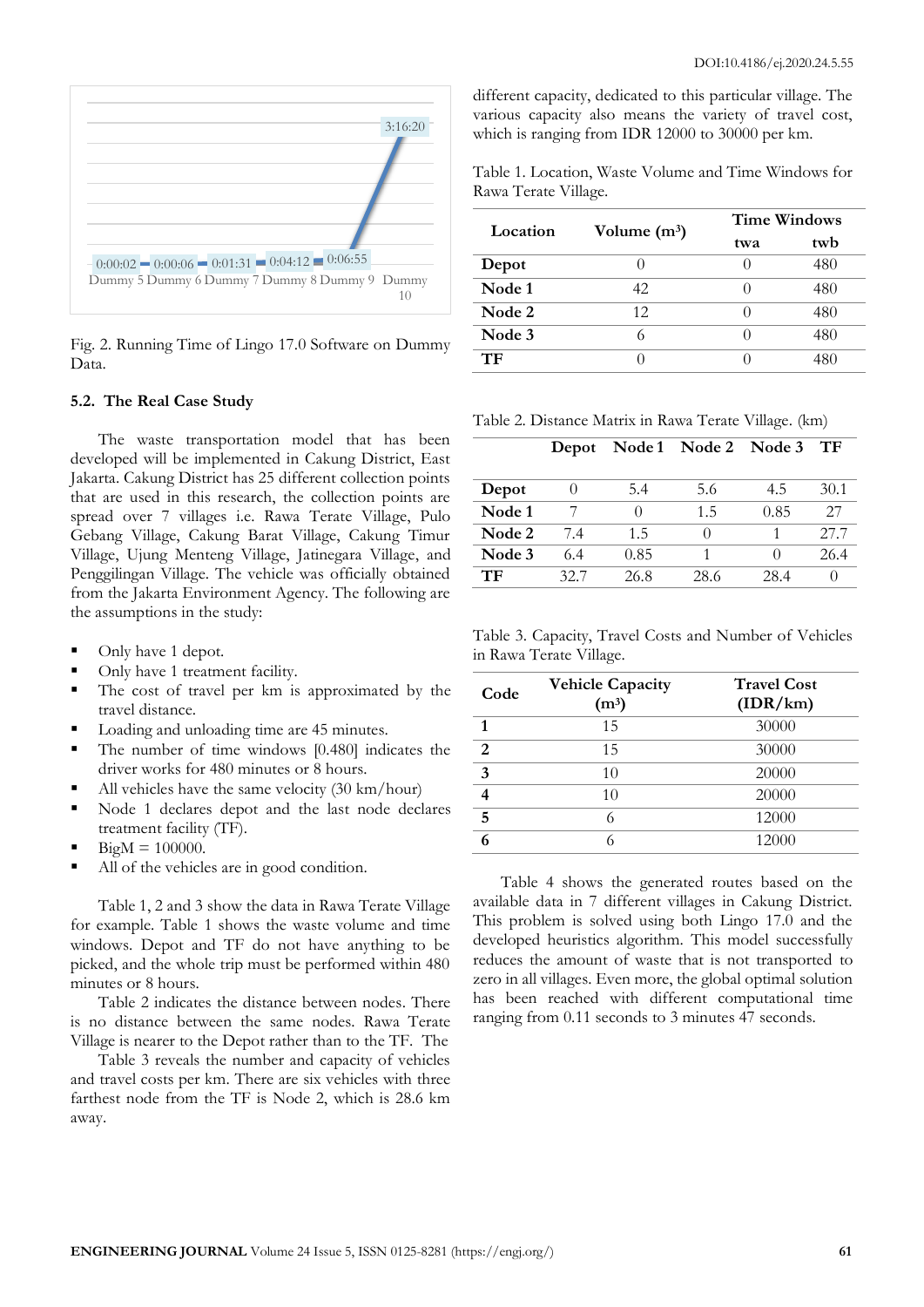Fig. 2. Running Time of Lingo 17.0 Software on Dummy Data.

### 5.2. The Real Case Study

The waste transportation model that has been developed will be implemented in Cakung District, East Jakarta. Cakung District has 25 different collection points that are used in this research, the collection points are spread over 7 villages i.e. Rawa Terate Village, Pulo Gebang Village, Cakung Barat Village, Cakung Timur Village, Ujung Menteng Village, Jatinegara Village, and Penggilingan Village. The vehicle was officially obtained from the Jakarta Environment Agency. The following are the assumptions in the study:

- Only have 1 depot.
- Only have 1 treatment facility.
- The cost of travel per km is approximated by the travel distance.
- Loading and unloading time are 45 minutes.
- The number of time windows [0.480] indicates the driver works for 480 minutes or 8 hours.
- All vehicles have the same velocity (30 km/hour)
- Node 1 declares depot and the last node declares treatment facility (TF).
- BigM = 100000.
- All of the vehicles are in good condition.

Table 1, 2 and 3 show the data in Rawa Terate Village for example. Table 1 shows the waste volume and time windows. Depot and TF do not have anything to be picked, and the whole trip must be performed within 480 minutes or 8 hours.

Table 2 indicates the distance between nodes. There is no distance between the same nodes. Rawa Terate Village is nearer to the Depot rather than to the TF. The farthest node from the TF is Node 2, which is 28.6 km away.

Table 3 reveals the number and capacity of vehicles and travel costs per km. There are six vehicles with three different capacity, dedicated to this particular village. The various capacity also means the variety of travel cost, which is ranging from IDR 12000 to 30000 per km.

Table 1. Location, Waste Volume and Time Windows for Rawa Terate Village.

| Location | Volume ($m^3$) | Time Windows | |
|---|---|---|---|
| | | twa | twb |
| **Depot** | 0 | 0 | 480 |
| **Node 1** | 42 | 0 | 480 |
| **Node 2** | 12 | 0 | 480 |
| **Node 3** | 6 | 0 | 480 |
| **TF** | 0 | 0 | 480 |

Table 2. Distance Matrix in Rawa Terate Village. (km)

| | Depot | Node 1 | Node 2 | Node 3 | TF |
|---|---|---|---|---|---|
| **Depot** | 0 | 5.4 | 5.6 | 4.5 | 30.1 |
| **Node 1** | 7 | 0 | 1.5 | 0.85 | 27 |
| **Node 2** | 7.4 | 1.5 | 0 | 1 | 27.7 |
| **Node 3** | 6.4 | 0.85 | 1 | 0 | 26.4 |
| **TF** | 32.7 | 26.8 | 28.6 | 28.4 | 0 |

Table 3. Capacity, Travel Costs and Number of Vehicles in Rawa Terate Village.

| Code | Vehicle Capacity ($m^3$) | Travel Cost (IDR/km) |
|---|---|---|
| **1** | 15 | 30000 |
| **2** | 15 | 30000 |
| **3** | 10 | 20000 |
| **4** | 10 | 20000 |
| **5** | 6 | 12000 |
| **6** | 6 | 12000 |

Table 4 shows the generated routes based on the available data in 7 different villages in Cakung District. This problem is solved using both Lingo 17.0 and the developed heuristics algorithm. This model successfully reduces the amount of waste that is not transported to zero in all villages. Even more, the global optimal solution has been reached with different computational time ranging from 0.11 seconds to 3 minutes 47 seconds.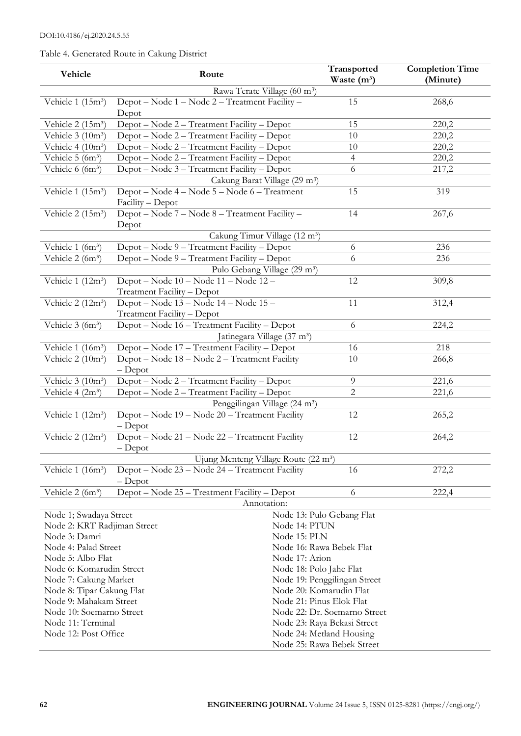DOI:10.4186/ej.2020.24.5.55

Table 4. Generated Route in Cakung District

| Vehicle | Route | Transported Waste ($m^3$) | Completion Time (Minute) |
|---|---|---|---|
| Rawa Terate Village (60 $m^3$) | | | |
| Vehicle 1 (15$m^3$) | Depot – Node 1 – Node 2 – Treatment Facility – Depot | 15 | 268,6 |
| Vehicle 2 (15$m^3$) | Depot – Node 2 – Treatment Facility – Depot | 15 | 220,2 |
| Vehicle 3 (10$m^3$) | Depot – Node 2 – Treatment Facility – Depot | 10 | 220,2 |
| Vehicle 4 (10$m^3$) | Depot – Node 2 – Treatment Facility – Depot | 10 | 220,2 |
| Vehicle 5 (6$m^3$) | Depot – Node 2 – Treatment Facility – Depot | 4 | 220,2 |
| Vehicle 6 (6$m^3$) | Depot – Node 3 – Treatment Facility – Depot | 6 | 217,2 |
| Cakung Barat Village (29 $m^3$) | | | |
| Vehicle 1 (15$m^3$) | Depot – Node 4 – Node 5 – Node 6 – Treatment Facility – Depot | 15 | 319 |
| Vehicle 2 (15$m^3$) | Depot – Node 7 – Node 8 – Treatment Facility – Depot | 14 | 267,6 |
| Cakung Timur Village (12 $m^3$) | | | |
| Vehicle 1 (6$m^3$) | Depot – Node 9 – Treatment Facility – Depot | 6 | 236 |
| Vehicle 2 (6$m^3$) | Depot – Node 9 – Treatment Facility – Depot | 6 | 236 |
| Pulo Gebang Village (29 $m^3$) | | | |
| Vehicle 1 (12$m^3$) | Depot – Node 10 – Node 11 – Node 12 – Treatment Facility – Depot | 12 | 309,8 |
| Vehicle 2 (12$m^3$) | Depot – Node 13 – Node 14 – Node 15 – Treatment Facility – Depot | 11 | 312,4 |
| Vehicle 3 (6$m^3$) | Depot – Node 16 – Treatment Facility – Depot | 6 | 224,2 |
| Jatinegara Village (37 $m^3$) | | | |
| Vehicle 1 (16$m^3$) | Depot – Node 17 – Treatment Facility – Depot | 16 | 218 |
| Vehicle 2 (10$m^3$) | Depot – Node 18 – Node 2 – Treatment Facility – Depot | 10 | 266,8 |
| Vehicle 3 (10$m^3$) | Depot – Node 2 – Treatment Facility – Depot | 9 | 221,6 |
| Vehicle 4 (2$m^3$) | Depot – Node 2 – Treatment Facility – Depot | 2 | 221,6 |
| Penggilingan Village (24 $m^3$) | | | |
| Vehicle 1 (12$m^3$) | Depot – Node 19 – Node 20 – Treatment Facility – Depot | 12 | 265,2 |
| Vehicle 2 (12$m^3$) | Depot – Node 21 – Node 22 – Treatment Facility – Depot | 12 | 264,2 |
| Ujung Menteng Village Route (22 $m^3$) | | | |
| Vehicle 1 (16$m^3$) | Depot – Node 23 – Node 24 – Treatment Facility – Depot | 16 | 272,2 |
| Vehicle 2 (6$m^3$) | Depot – Node 25 – Treatment Facility – Depot | 6 | 222,4 |

Annotation:

| | |
|---|---|
| Node 1; Swadaya Street | Node 13: Pulo Gebang Flat |
| Node 2: KRT Radjiman Street | Node 14: PTUN |
| Node 3: Damri | Node 15: PLN |
| Node 4: Palad Street | Node 16: Rawa Bebek Flat |
| Node 5: Albo Flat | Node 17: Arion |
| Node 6: Komarudin Street | Node 18: Polo Jahe Flat |
| Node 7: Cakung Market | Node 19: Penggilingan Street |
| Node 8: Tipar Cakung Flat | Node 20: Komarudin Flat |
| Node 9: Mahakam Street | Node 21: Pinus Elok Flat |
| Node 10: Soemarno Street | Node 22: Dr. Soemarno Street |
| Node 11: Terminal | Node 23: Raya Bekasi Street |
| Node 12: Post Office | Node 24: Metland Housing |
| | Node 25: Rawa Bebek Street |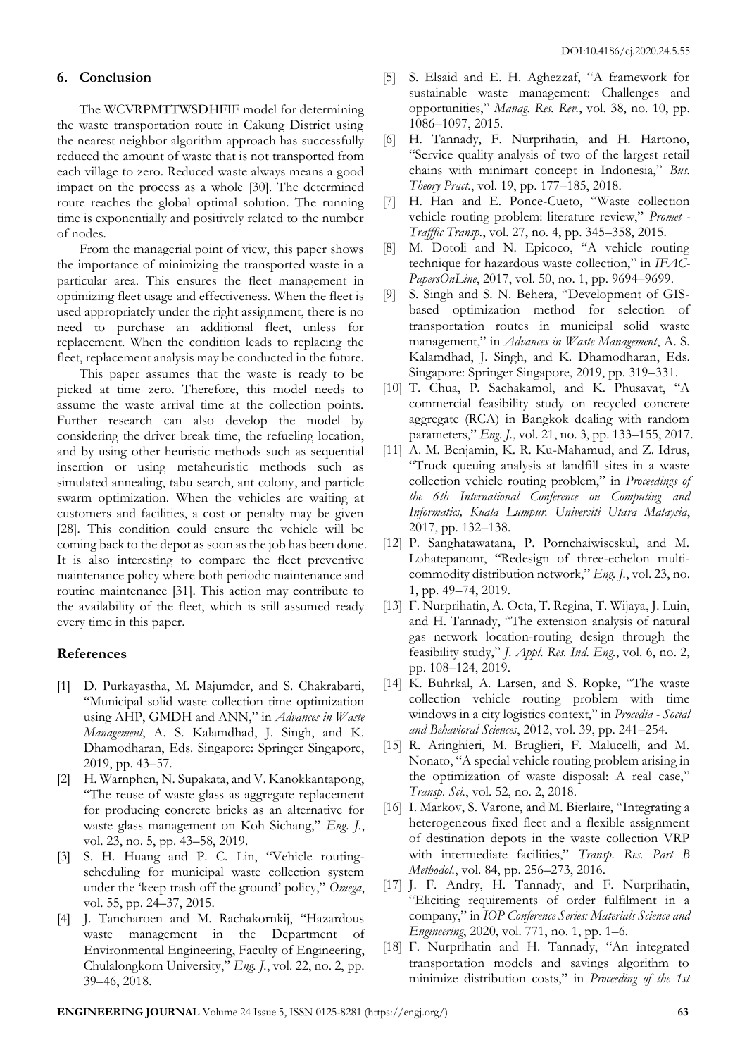## 6. Conclusion

The WCVRPMTTWSDHFIF model for determining the waste transportation route in Cakung District using the nearest neighbor algorithm approach has successfully reduced the amount of waste that is not transported from each village to zero. Reduced waste always means a good impact on the process as a whole [30]. The determined route reaches the global optimal solution. The running time is exponentially and positively related to the number of nodes.

From the managerial point of view, this paper shows the importance of minimizing the transported waste in a particular area. This ensures the fleet management in optimizing fleet usage and effectiveness. When the fleet is used appropriately under the right assignment, there is no need to purchase an additional fleet, unless for replacement. When the condition leads to replacing the fleet, replacement analysis may be conducted in the future.

This paper assumes that the waste is ready to be picked at time zero. Therefore, this model needs to assume the waste arrival time at the collection points. Further research can also develop the model by considering the driver break time, the refueling location, and by using other heuristic methods such as sequential insertion or using metaheuristic methods such as simulated annealing, tabu search, ant colony, and particle swarm optimization. When the vehicles are waiting at customers and facilities, a cost or penalty may be given [28]. This condition could ensure the vehicle will be coming back to the depot as soon as the job has been done. It is also interesting to compare the fleet preventive maintenance policy where both periodic maintenance and routine maintenance [31]. This action may contribute to the availability of the fleet, which is still assumed ready every time in this paper.

## References

[1] D. Purkayastha, M. Majumder, and S. Chakrabarti, "Municipal solid waste collection time optimization using AHP, GMDH and ANN," in *Advances in Waste Management*, A. S. Kalamdhad, J. Singh, and K. Dhamodharan, Eds. Singapore: Springer Singapore, 2019, pp. 43–57.

[2] H. Warnphen, N. Supakata, and V. Kanokkantapong, "The reuse of waste glass as aggregate replacement for producing concrete bricks as an alternative for waste glass management on Koh Sichang," *Eng. J.*, vol. 23, no. 5, pp. 43–58, 2019.

[3] S. H. Huang and P. C. Lin, "Vehicle routing-scheduling for municipal waste collection system under the 'keep trash off the ground' policy," *Omega*, vol. 55, pp. 24–37, 2015.

[4] J. Tancharoen and M. Rachakornkij, "Hazardous waste management in the Department of Environmental Engineering, Faculty of Engineering, Chulalongkorn University," *Eng. J.*, vol. 22, no. 2, pp. 39–46, 2018.

[5] S. Elsaid and E. H. Aghezzaf, "A framework for sustainable waste management: Challenges and opportunities," *Manag. Res. Rev.*, vol. 38, no. 10, pp. 1086–1097, 2015.

[6] H. Tannady, F. Nurprihatin, and H. Hartono, "Service quality analysis of two of the largest retail chains with minimart concept in Indonesia," *Bus. Theory Pract.*, vol. 19, pp. 177–185, 2018.

[7] H. Han and E. Ponce-Cueto, "Waste collection vehicle routing problem: literature review," *Promet - Trafffic Transp.*, vol. 27, no. 4, pp. 345–358, 2015.

[8] M. Dotoli and N. Epicoco, "A vehicle routing technique for hazardous waste collection," in *IFAC-PapersOnLine*, 2017, vol. 50, no. 1, pp. 9694–9699.

[9] S. Singh and S. N. Behera, "Development of GIS-based optimization method for selection of transportation routes in municipal solid waste management," in *Advances in Waste Management*, A. S. Kalamdhad, J. Singh, and K. Dhamodharan, Eds. Singapore: Springer Singapore, 2019, pp. 319–331.

[10] T. Chua, P. Sachakamol, and K. Phusavat, "A commercial feasibility study on recycled concrete aggregate (RCA) in Bangkok dealing with random parameters," *Eng. J.*, vol. 21, no. 3, pp. 133–155, 2017.

[11] A. M. Benjamin, K. R. Ku-Mahamud, and Z. Idrus, "Truck queuing analysis at landfill sites in a waste collection vehicle routing problem," in *Proceedings of the 6th International Conference on Computing and Informatics, Kuala Lumpur. Universiti Utara Malaysia*, 2017, pp. 132–138.

[12] P. Sanghatawatana, P. Pornchaiwiseskul, and M. Lohatepanont, "Redesign of three-echelon multi-commodity distribution network," *Eng. J.*, vol. 23, no. 1, pp. 49–74, 2019.

[13] F. Nurprihatin, A. Octa, T. Regina, T. Wijaya, J. Luin, and H. Tannady, "The extension analysis of natural gas network location-routing design through the feasibility study," *J. Appl. Res. Ind. Eng.*, vol. 6, no. 2, pp. 108–124, 2019.

[14] K. Buhrkal, A. Larsen, and S. Ropke, "The waste collection vehicle routing problem with time windows in a city logistics context," in *Procedia - Social and Behavioral Sciences*, 2012, vol. 39, pp. 241–254.

[15] R. Aringhieri, M. Bruglieri, F. Malucelli, and M. Nonato, "A special vehicle routing problem arising in the optimization of waste disposal: A real case," *Transp. Sci.*, vol. 52, no. 2, 2018.

[16] I. Markov, S. Varone, and M. Bierlaire, "Integrating a heterogeneous fixed fleet and a flexible assignment of destination depots in the waste collection VRP with intermediate facilities," *Transp. Res. Part B Methodol.*, vol. 84, pp. 256–273, 2016.

[17] J. F. Andry, H. Tannady, and F. Nurprihatin, "Eliciting requirements of order fulfilment in a company," in *IOP Conference Series: Materials Science and Engineering*, 2020, vol. 771, no. 1, pp. 1–6.

[18] F. Nurprihatin and H. Tannady, "An integrated transportation models and savings algorithm to minimize distribution costs," in *Proceeding of the 1st*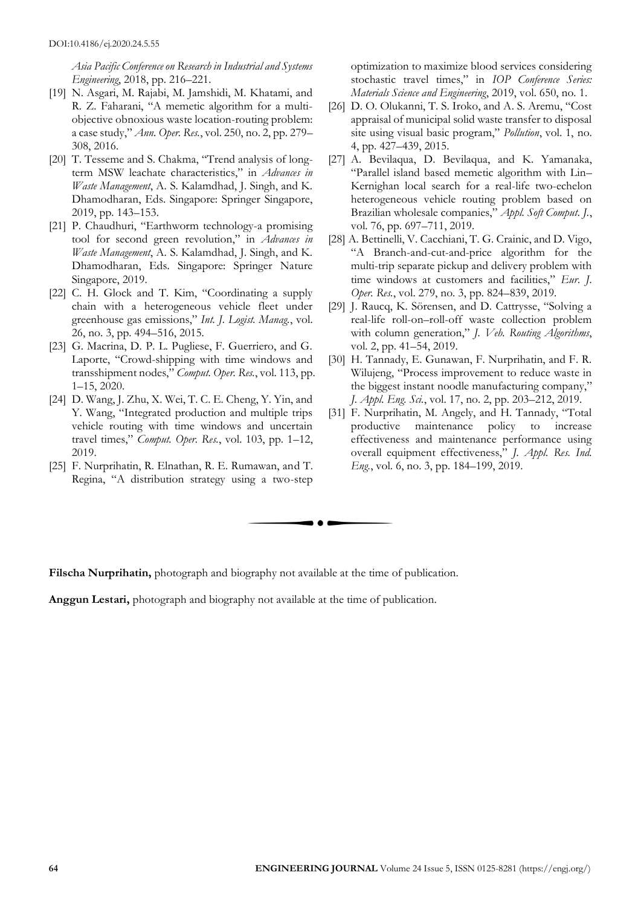*Asia Pacific Conference on Research in Industrial and Systems Engineering*, 2018, pp. 216–221.

[19] N. Asgari, M. Rajabi, M. Jamshidi, M. Khatami, and R. Z. Faharani, "A memetic algorithm for a multi-objective obnoxious waste location-routing problem: a case study," *Ann. Oper. Res.*, vol. 250, no. 2, pp. 279–308, 2016.

[20] T. Tesseme and S. Chakma, "Trend analysis of long-term MSW leachate characteristics," in *Advances in Waste Management*, A. S. Kalamdhad, J. Singh, and K. Dhamodharan, Eds. Singapore: Springer Singapore, 2019, pp. 143–153.

[21] P. Chaudhuri, "Earthworm technology-a promising tool for second green revolution," in *Advances in Waste Management*, A. S. Kalamdhad, J. Singh, and K. Dhamodharan, Eds. Singapore: Springer Nature Singapore, 2019.

[22] C. H. Glock and T. Kim, "Coordinating a supply chain with a heterogeneous vehicle fleet under greenhouse gas emissions," *Int. J. Logist. Manag.*, vol. 26, no. 3, pp. 494–516, 2015.

[23] G. Macrina, D. P. L. Pugliese, F. Guerriero, and G. Laporte, "Crowd-shipping with time windows and transshipment nodes," *Comput. Oper. Res.*, vol. 113, pp. 1–15, 2020.

[24] D. Wang, J. Zhu, X. Wei, T. C. E. Cheng, Y. Yin, and Y. Wang, "Integrated production and multiple trips vehicle routing with time windows and uncertain travel times," *Comput. Oper. Res.*, vol. 103, pp. 1–12, 2019.

[25] F. Nurprihatin, R. Elnathan, R. E. Rumawan, and T. Regina, "A distribution strategy using a two-step optimization to maximize blood services considering stochastic travel times," in *IOP Conference Series: Materials Science and Engineering*, 2019, vol. 650, no. 1.

[26] D. O. Olukanni, T. S. Iroko, and A. S. Aremu, "Cost appraisal of municipal solid waste transfer to disposal site using visual basic program," *Pollution*, vol. 1, no. 4, pp. 427–439, 2015.

[27] A. Bevilaqua, D. Bevilaqua, and K. Yamanaka, "Parallel island based memetic algorithm with Lin–Kernighan local search for a real-life two-echelon heterogeneous vehicle routing problem based on Brazilian wholesale companies," *Appl. Soft Comput. J.*, vol. 76, pp. 697–711, 2019.

[28] A. Bettinelli, V. Cacchiani, T. G. Crainic, and D. Vigo, "A Branch-and-cut-and-price algorithm for the multi-trip separate pickup and delivery problem with time windows at customers and facilities," *Eur. J. Oper. Res.*, vol. 279, no. 3, pp. 824–839, 2019.

[29] J. Raucq, K. Sörensen, and D. Cattrysse, "Solving a real-life roll-on–roll-off waste collection problem with column generation," *J. Veh. Routing Algorithms*, vol. 2, pp. 41–54, 2019.

[30] H. Tannady, E. Gunawan, F. Nurprihatin, and F. R. Wilujeng, "Process improvement to reduce waste in the biggest instant noodle manufacturing company," *J. Appl. Eng. Sci.*, vol. 17, no. 2, pp. 203–212, 2019.

[31] F. Nurprihatin, M. Angely, and H. Tannady, "Total productive maintenance policy to increase effectiveness and maintenance performance using overall equipment effectiveness," *J. Appl. Res. Ind. Eng.*, vol. 6, no. 3, pp. 184–199, 2019.

**Filscha Nurprihatin,** photograph and biography not available at the time of publication.

**Anggun Lestari,** photograph and biography not available at the time of publication.